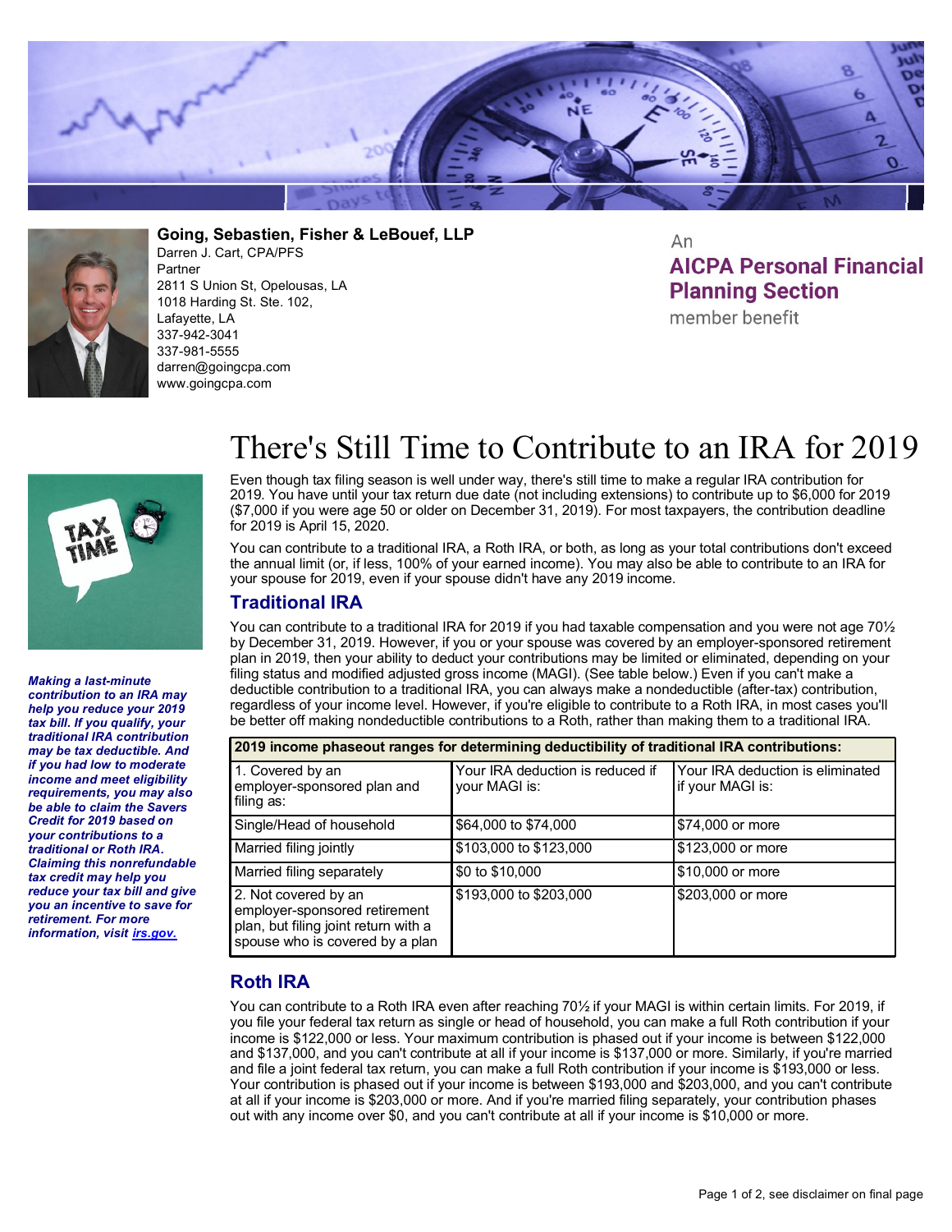**Going, Sebastien, Fisher & LeBouef, LLP**
Darren J. Cart, CPA/PFS
Partner
2811 S Union St, Opelousas, LA
1018 Harding St. Ste. 102,
Lafayette, LA
337-942-3041
337-981-5555
darren@goingcpa.com
www.goingcpa.com

An
**AICPA Personal Financial Planning Section**
member benefit

# There's Still Time to Contribute to an IRA for 2019

***Making a last-minute contribution to an IRA may help you reduce your 2019 tax bill. If you qualify, your traditional IRA contribution may be tax deductible. And if you had low to moderate income and meet eligibility requirements, you may also be able to claim the Savers Credit for 2019 based on your contributions to a traditional or Roth IRA. Claiming this nonrefundable tax credit may help you reduce your tax bill and give you an incentive to save for retirement. For more information, visit irs.gov.***

Even though tax filing season is well under way, there's still time to make a regular IRA contribution for 2019. You have until your tax return due date (not including extensions) to contribute up to $6,000 for 2019 ($7,000 if you were age 50 or older on December 31, 2019). For most taxpayers, the contribution deadline for 2019 is April 15, 2020.

You can contribute to a traditional IRA, a Roth IRA, or both, as long as your total contributions don't exceed the annual limit (or, if less, 100% of your earned income). You may also be able to contribute to an IRA for your spouse for 2019, even if your spouse didn't have any 2019 income.

## Traditional IRA

You can contribute to a traditional IRA for 2019 if you had taxable compensation and you were not age 70½ by December 31, 2019. However, if you or your spouse was covered by an employer-sponsored retirement plan in 2019, then your ability to deduct your contributions may be limited or eliminated, depending on your filing status and modified adjusted gross income (MAGI). (See table below.) Even if you can't make a deductible contribution to a traditional IRA, you can always make a nondeductible (after-tax) contribution, regardless of your income level. However, if you're eligible to contribute to a Roth IRA, in most cases you'll be better off making nondeductible contributions to a Roth, rather than making them to a traditional IRA.

| **2019 income phaseout ranges for determining deductibility of traditional IRA contributions:** | | |
|---|---|---|
| 1. Covered by an employer-sponsored plan and filing as: | Your IRA deduction is reduced if your MAGI is: | Your IRA deduction is eliminated if your MAGI is: |
| Single/Head of household | $64,000 to $74,000 | $74,000 or more |
| Married filing jointly | $103,000 to $123,000 | $123,000 or more |
| Married filing separately | $0 to $10,000 | $10,000 or more |
| 2. Not covered by an employer-sponsored retirement plan, but filing joint return with a spouse who is covered by a plan | $193,000 to $203,000 | $203,000 or more |

## Roth IRA

You can contribute to a Roth IRA even after reaching 70½ if your MAGI is within certain limits. For 2019, if you file your federal tax return as single or head of household, you can make a full Roth contribution if your income is $122,000 or less. Your maximum contribution is phased out if your income is between $122,000 and $137,000, and you can't contribute at all if your income is $137,000 or more. Similarly, if you're married and file a joint federal tax return, you can make a full Roth contribution if your income is $193,000 or less. Your contribution is phased out if your income is between $193,000 and $203,000, and you can't contribute at all if your income is $203,000 or more. And if you're married filing separately, your contribution phases out with any income over $0, and you can't contribute at all if your income is $10,000 or more.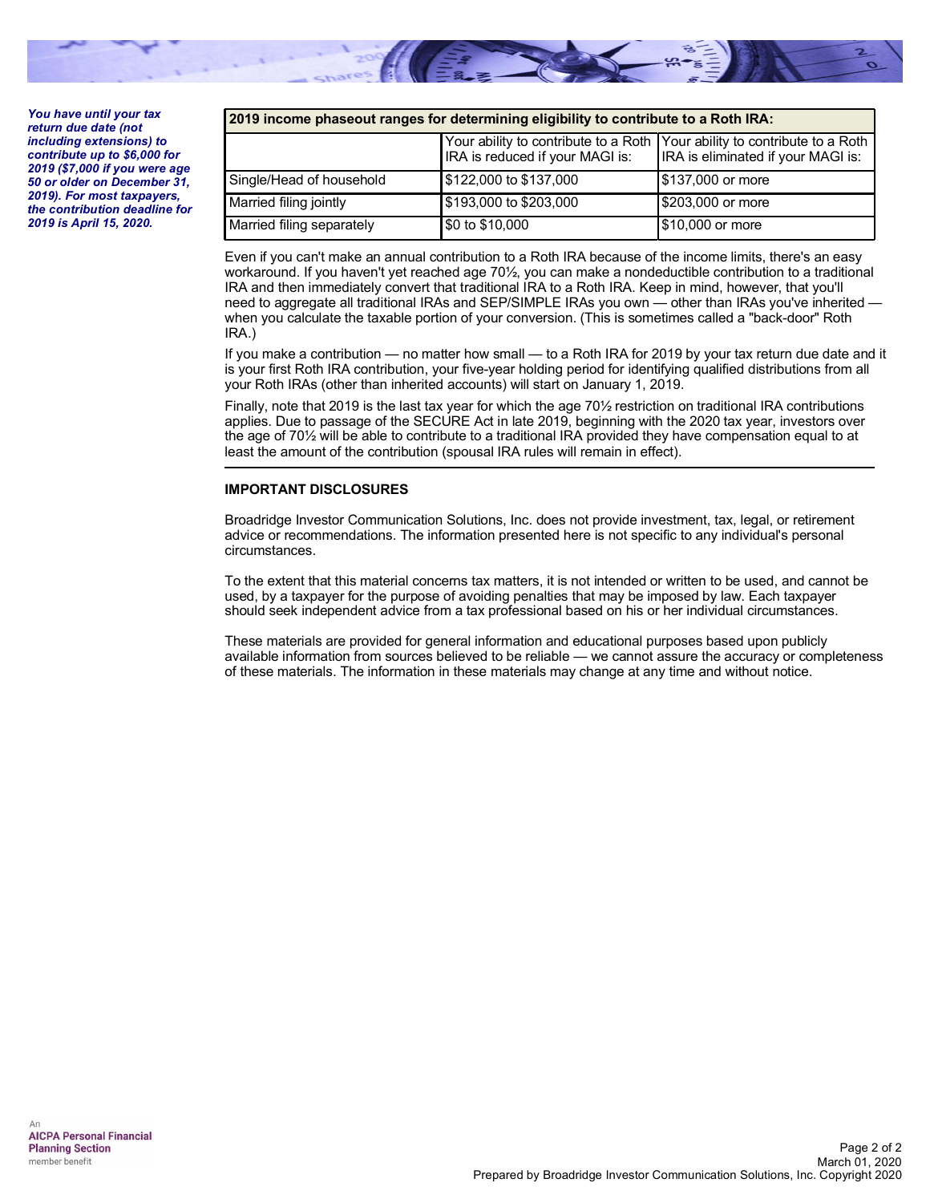*You have until your tax return due date (not including extensions) to contribute up to $6,000 for 2019 ($7,000 if you were age 50 or older on December 31, 2019). For most taxpayers, the contribution deadline for 2019 is April 15, 2020.*

| 2019 income phaseout ranges for determining eligibility to contribute to a Roth IRA: | | |
|---|---|---|
| | Your ability to contribute to a Roth IRA is reduced if your MAGI is: | Your ability to contribute to a Roth IRA is eliminated if your MAGI is: |
| Single/Head of household | $122,000 to $137,000 | $137,000 or more |
| Married filing jointly | $193,000 to $203,000 | $203,000 or more |
| Married filing separately | $0 to $10,000 | $10,000 or more |

Even if you can't make an annual contribution to a Roth IRA because of the income limits, there's an easy workaround. If you haven't yet reached age 70½, you can make a nondeductible contribution to a traditional IRA and then immediately convert that traditional IRA to a Roth IRA. Keep in mind, however, that you'll need to aggregate all traditional IRAs and SEP/SIMPLE IRAs you own — other than IRAs you've inherited — when you calculate the taxable portion of your conversion. (This is sometimes called a "back-door" Roth IRA.)

If you make a contribution — no matter how small — to a Roth IRA for 2019 by your tax return due date and it is your first Roth IRA contribution, your five-year holding period for identifying qualified distributions from all your Roth IRAs (other than inherited accounts) will start on January 1, 2019.

Finally, note that 2019 is the last tax year for which the age 70½ restriction on traditional IRA contributions applies. Due to passage of the SECURE Act in late 2019, beginning with the 2020 tax year, investors over the age of 70½ will be able to contribute to a traditional IRA provided they have compensation equal to at least the amount of the contribution (spousal IRA rules will remain in effect).

**IMPORTANT DISCLOSURES**

Broadridge Investor Communication Solutions, Inc. does not provide investment, tax, legal, or retirement advice or recommendations. The information presented here is not specific to any individual's personal circumstances.

To the extent that this material concerns tax matters, it is not intended or written to be used, and cannot be used, by a taxpayer for the purpose of avoiding penalties that may be imposed by law. Each taxpayer should seek independent advice from a tax professional based on his or her individual circumstances.

These materials are provided for general information and educational purposes based upon publicly available information from sources believed to be reliable — we cannot assure the accuracy or completeness of these materials. The information in these materials may change at any time and without notice.

An AICPA Personal Financial Planning Section member benefit

March 01, 2020
Prepared by Broadridge Investor Communication Solutions, Inc. Copyright 2020